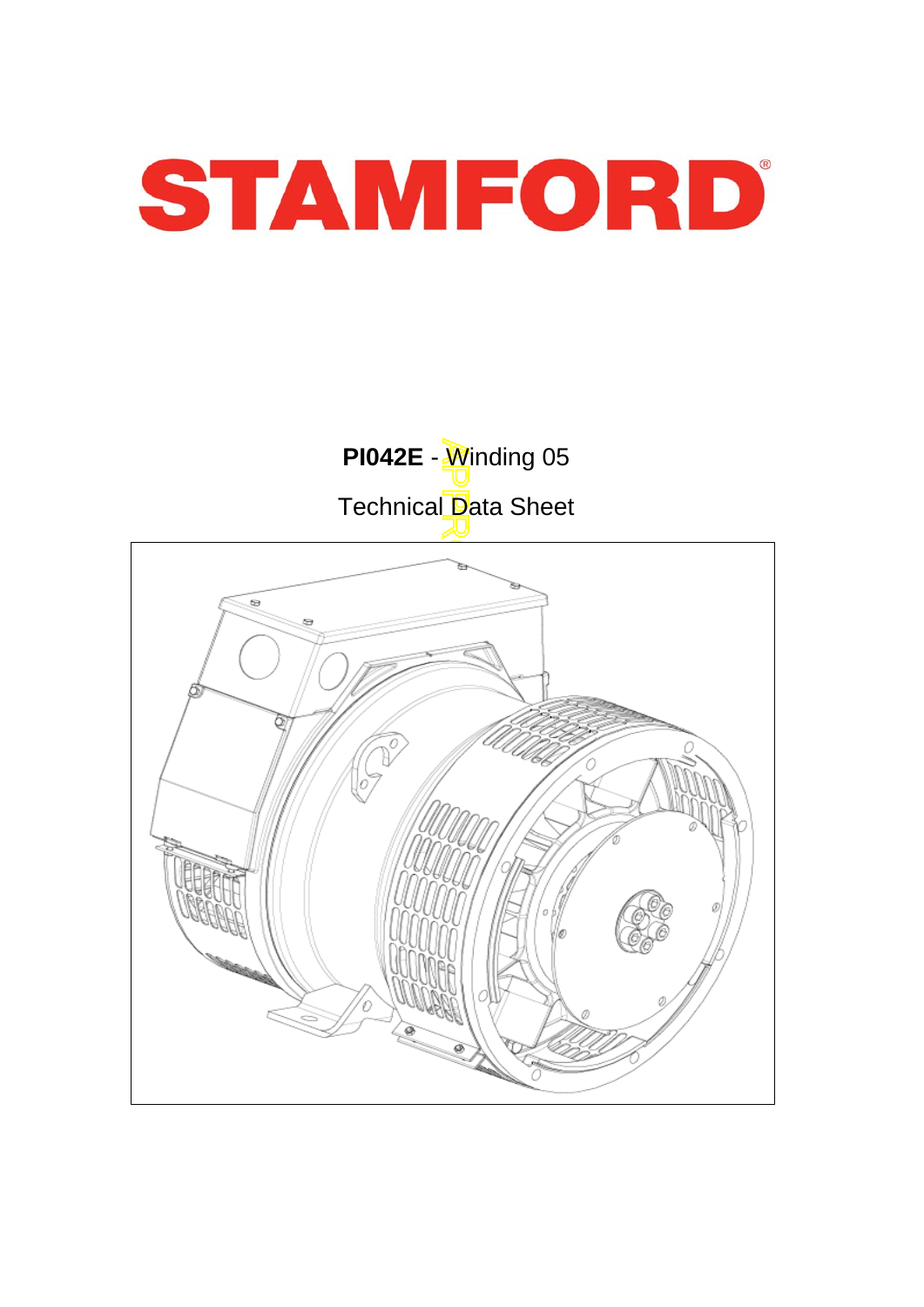# STAMFORD

**PI042E** - Winding 05

Technical Data Sheet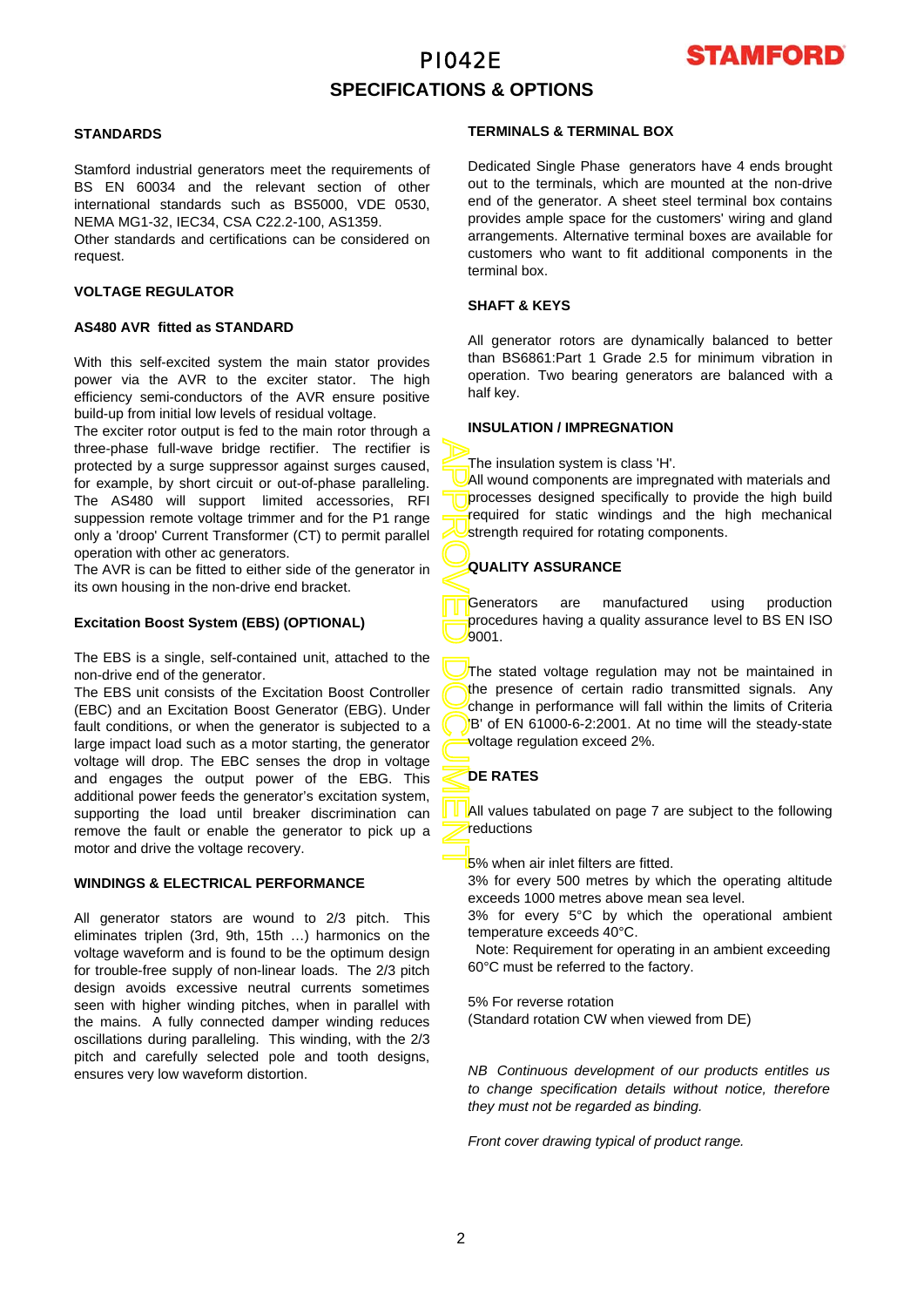# PI042E

## SPECIFICATIONS & OPTIONS

### STANDARDS

Stamford industrial generators meet the requirements of BS EN 60034 and the relevant section of other international standards such as BS5000, VDE 0530, NEMA MG1-32, IEC34, CSA C22.2-100, AS1359.
Other standards and certifications can be considered on request.

### VOLTAGE REGULATOR

**AS480 AVR fitted as STANDARD**

With this self-excited system the main stator provides power via the AVR to the exciter stator. The high efficiency semi-conductors of the AVR ensure positive build-up from initial low levels of residual voltage.
The exciter rotor output is fed to the main rotor through a three-phase full-wave bridge rectifier. The rectifier is protected by a surge suppressor against surges caused, for example, by short circuit or out-of-phase paralleling. The AS480 will support limited accessories, RFI suppression remote voltage trimmer and for the P1 range only a 'droop' Current Transformer (CT) to permit parallel operation with other ac generators.
The AVR is can be fitted to either side of the generator in its own housing in the non-drive end bracket.

**Excitation Boost System (EBS) (OPTIONAL)**

The EBS is a single, self-contained unit, attached to the non-drive end of the generator.
The EBS unit consists of the Excitation Boost Controller (EBC) and an Excitation Boost Generator (EBG). Under fault conditions, or when the generator is subjected to a large impact load such as a motor starting, the generator voltage will drop. The EBC senses the drop in voltage and engages the output power of the EBG. This additional power feeds the generator's excitation system, supporting the load until breaker discrimination can remove the fault or enable the generator to pick up a motor and drive the voltage recovery.

### WINDINGS & ELECTRICAL PERFORMANCE

All generator stators are wound to 2/3 pitch. This eliminates triplen (3rd, 9th, 15th …) harmonics on the voltage waveform and is found to be the optimum design for trouble-free supply of non-linear loads. The 2/3 pitch design avoids excessive neutral currents sometimes seen with higher winding pitches, when in parallel with the mains. A fully connected damper winding reduces oscillations during paralleling. This winding, with the 2/3 pitch and carefully selected pole and tooth designs, ensures very low waveform distortion.

### TERMINALS & TERMINAL BOX

Dedicated Single Phase generators have 4 ends brought out to the terminals, which are mounted at the non-drive end of the generator. A sheet steel terminal box contains provides ample space for the customers' wiring and gland arrangements. Alternative terminal boxes are available for customers who want to fit additional components in the terminal box.

### SHAFT & KEYS

All generator rotors are dynamically balanced to better than BS6861:Part 1 Grade 2.5 for minimum vibration in operation. Two bearing generators are balanced with a half key.

### INSULATION / IMPREGNATION

The insulation system is class 'H'.
All wound components are impregnated with materials and processes designed specifically to provide the high build required for static windings and the high mechanical strength required for rotating components.

### QUALITY ASSURANCE

Generators are manufactured using production procedures having a quality assurance level to BS EN ISO 9001.

The stated voltage regulation may not be maintained in the presence of certain radio transmitted signals. Any change in performance will fall within the limits of Criteria 'B' of EN 61000-6-2:2001. At no time will the steady-state voltage regulation exceed 2%.

### DE RATES

All values tabulated on page 7 are subject to the following reductions

5% when air inlet filters are fitted.
3% for every 500 metres by which the operating altitude exceeds 1000 metres above mean sea level.
3% for every 5°C by which the operational ambient temperature exceeds 40°C.
Note: Requirement for operating in an ambient exceeding 60°C must be referred to the factory.

5% For reverse rotation
(Standard rotation CW when viewed from DE)

*NB Continuous development of our products entitles us to change specification details without notice, therefore they must not be regarded as binding.*

*Front cover drawing typical of product range.*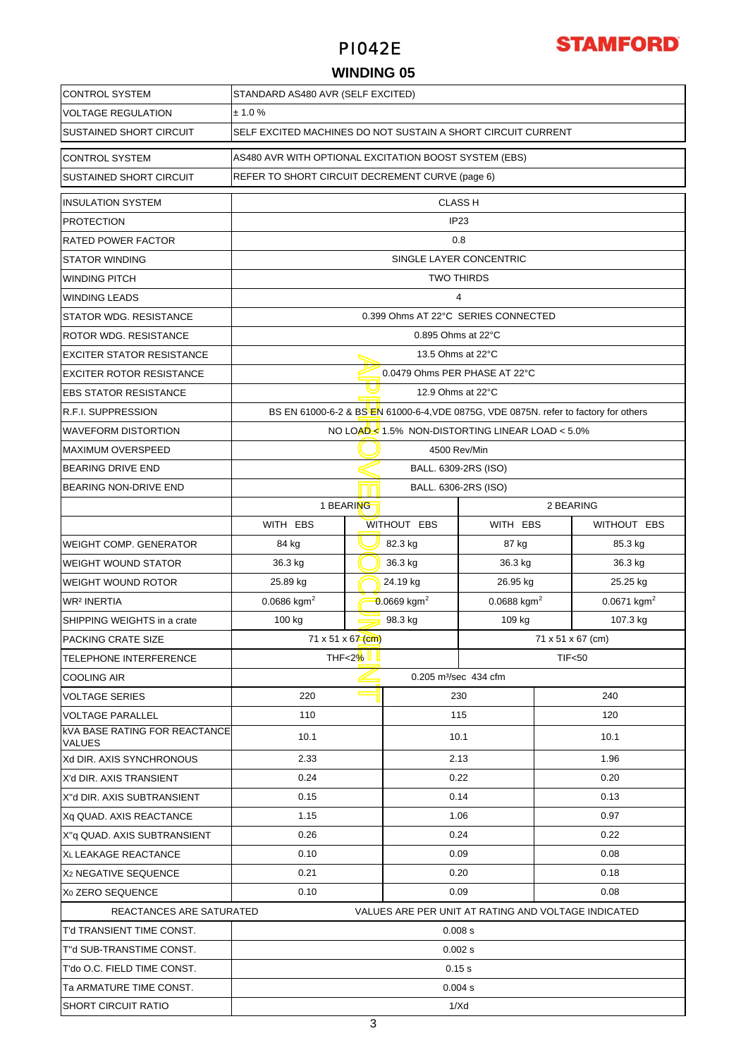# PI042E

**STAMFORD**

## WINDING 05

| | |
|---|---|
| CONTROL SYSTEM | STANDARD AS480 AVR (SELF EXCITED) |
| VOLTAGE REGULATION | ± 1.0 % |
| SUSTAINED SHORT CIRCUIT | SELF EXCITED MACHINES DO NOT SUSTAIN A SHORT CIRCUIT CURRENT |

| | |
|---|---|
| CONTROL SYSTEM | AS480 AVR WITH OPTIONAL EXCITATION BOOST SYSTEM (EBS) |
| SUSTAINED SHORT CIRCUIT | REFER TO SHORT CIRCUIT DECREMENT CURVE (page 6) |

| | | | | |
|---|---|---|---|---|
| INSULATION SYSTEM | CLASS H | | | |
| PROTECTION | IP23 | | | |
| RATED POWER FACTOR | 0.8 | | | |
| STATOR WINDING | SINGLE LAYER CONCENTRIC | | | |
| WINDING PITCH | TWO THIRDS | | | |
| WINDING LEADS | 4 | | | |
| STATOR WDG. RESISTANCE | 0.399 Ohms AT 22°C SERIES CONNECTED | | | |
| ROTOR WDG. RESISTANCE | 0.895 Ohms at 22°C | | | |
| EXCITER STATOR RESISTANCE | 13.5 Ohms at 22°C | | | |
| EXCITER ROTOR RESISTANCE | 0.0479 Ohms PER PHASE AT 22°C | | | |
| EBS STATOR RESISTANCE | 12.9 Ohms at 22°C | | | |
| R.F.I. SUPPRESSION | BS EN 61000-6-2 & BS EN 61000-6-4,VDE 0875G, VDE 0875N. refer to factory for others | | | |
| WAVEFORM DISTORTION | NO LOAD < 1.5% NON-DISTORTING LINEAR LOAD < 5.0% | | | |
| MAXIMUM OVERSPEED | 4500 Rev/Min | | | |
| BEARING DRIVE END | BALL. 6309-2RS (ISO) | | | |
| BEARING NON-DRIVE END | BALL. 6306-2RS (ISO) | | | |
| | 1 BEARING | | 2 BEARING | |
| | WITH EBS | WITHOUT EBS | WITH EBS | WITHOUT EBS |
| WEIGHT COMP. GENERATOR | 84 kg | 82.3 kg | 87 kg | 85.3 kg |
| WEIGHT WOUND STATOR | 36.3 kg | 36.3 kg | 36.3 kg | 36.3 kg |
| WEIGHT WOUND ROTOR | 25.89 kg | 24.19 kg | 26.95 kg | 25.25 kg |
| $WR^2$ INERTIA | 0.0686 $kgm^2$ | 0.0669 $kgm^2$ | 0.0688 $kgm^2$ | 0.0671 $kgm^2$ |
| SHIPPING WEIGHTS in a crate | 100 kg | 98.3 kg | 109 kg | 107.3 kg |
| PACKING CRATE SIZE | 71 x 51 x 67 (cm) | | 71 x 51 x 67 (cm) | |
| TELEPHONE INTERFERENCE | THF<2% | | TIF<50 | |
| COOLING AIR | 0.205 $m^3$/sec 434 cfm | | | |

| | | | |
|---|---|---|---|
| VOLTAGE SERIES | 220 | 230 | 240 |
| VOLTAGE PARALLEL | 110 | 115 | 120 |
| kVA BASE RATING FOR REACTANCE VALUES | 10.1 | 10.1 | 10.1 |
| Xd DIR. AXIS SYNCHRONOUS | 2.33 | 2.13 | 1.96 |
| X'd DIR. AXIS TRANSIENT | 0.24 | 0.22 | 0.20 |
| X''d DIR. AXIS SUBTRANSIENT | 0.15 | 0.14 | 0.13 |
| Xq QUAD. AXIS REACTANCE | 1.15 | 1.06 | 0.97 |
| X''q QUAD. AXIS SUBTRANSIENT | 0.26 | 0.24 | 0.22 |
| $X_L$ LEAKAGE REACTANCE | 0.10 | 0.09 | 0.08 |
| $X_2$ NEGATIVE SEQUENCE | 0.21 | 0.20 | 0.18 |
| $X_0$ ZERO SEQUENCE | 0.10 | 0.09 | 0.08 |
| REACTANCES ARE SATURATED | VALUES ARE PER UNIT AT RATING AND VOLTAGE INDICATED | | |

| | |
|---|---|
| T'd TRANSIENT TIME CONST. | 0.008 s |
| T''d SUB-TRANSTIME CONST. | 0.002 s |
| T'do O.C. FIELD TIME CONST. | 0.15 s |
| Ta ARMATURE TIME CONST. | 0.004 s |
| SHORT CIRCUIT RATIO | 1/Xd |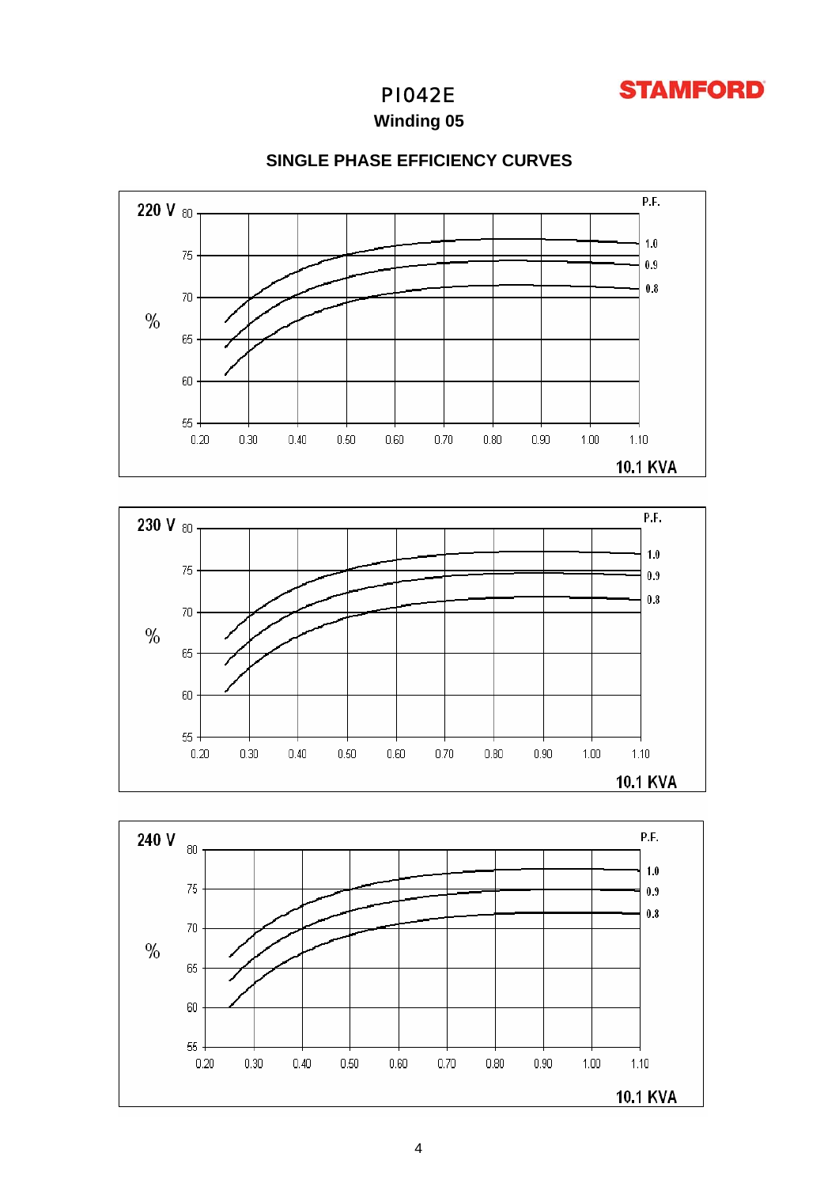# PI042E

## Winding 05

### SINGLE PHASE EFFICIENCY CURVES

220 V

P.F.

1.0

0.9

0.8

%

80

75

70

65

60

55

0.20 0.30 0.40 0.50 0.60 0.70 0.80 0.90 1.00 1.10

10.1 KVA

230 V

P.F.

1.0

0.9

0.8

%

80

75

70

65

60

55

0.20 0.30 0.40 0.50 0.60 0.70 0.80 0.90 1.00 1.10

10.1 KVA

240 V

P.F.

1.0

0.9

0.8

%

80

75

70

65

60

55

0.20 0.30 0.40 0.50 0.60 0.70 0.80 0.90 1.00 1.10

10.1 KVA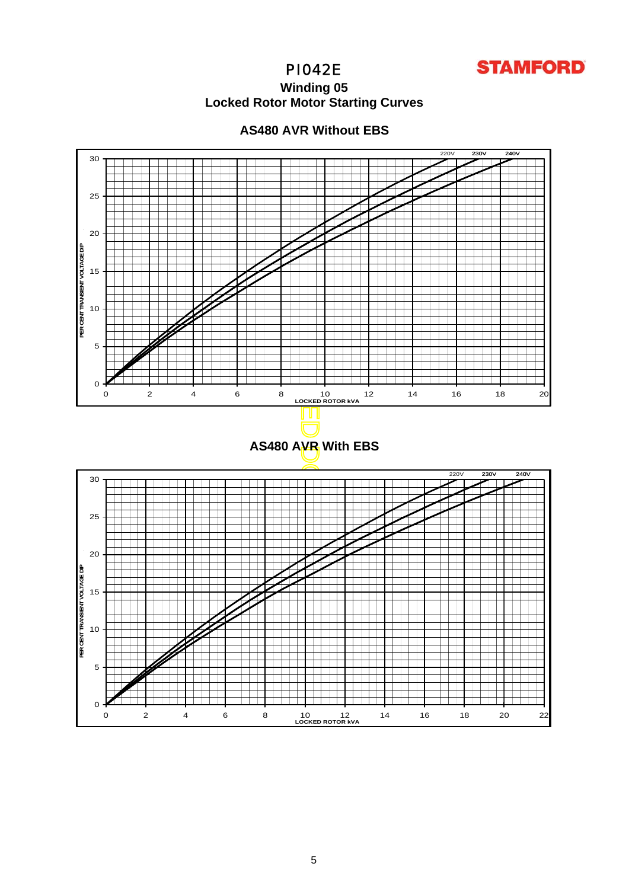# PI042E

## Winding 05

## Locked Rotor Motor Starting Curves

### AS480 AVR Without EBS

220V 230V 240V

30
25
20
15
10
5
0

PER CENT TRANSIENT VOLTAGE DIP

0 2 4 6 8 10 12 14 16 18 20

LOCKED ROTOR kVA

### AS480 AVR With EBS

220V 230V 240V

30
25
20
15
10
5
0

PER CENT TRANSIENT VOLTAGE DIP

0 2 4 6 8 10 12 14 16 18 20 22

LOCKED ROTOR kVA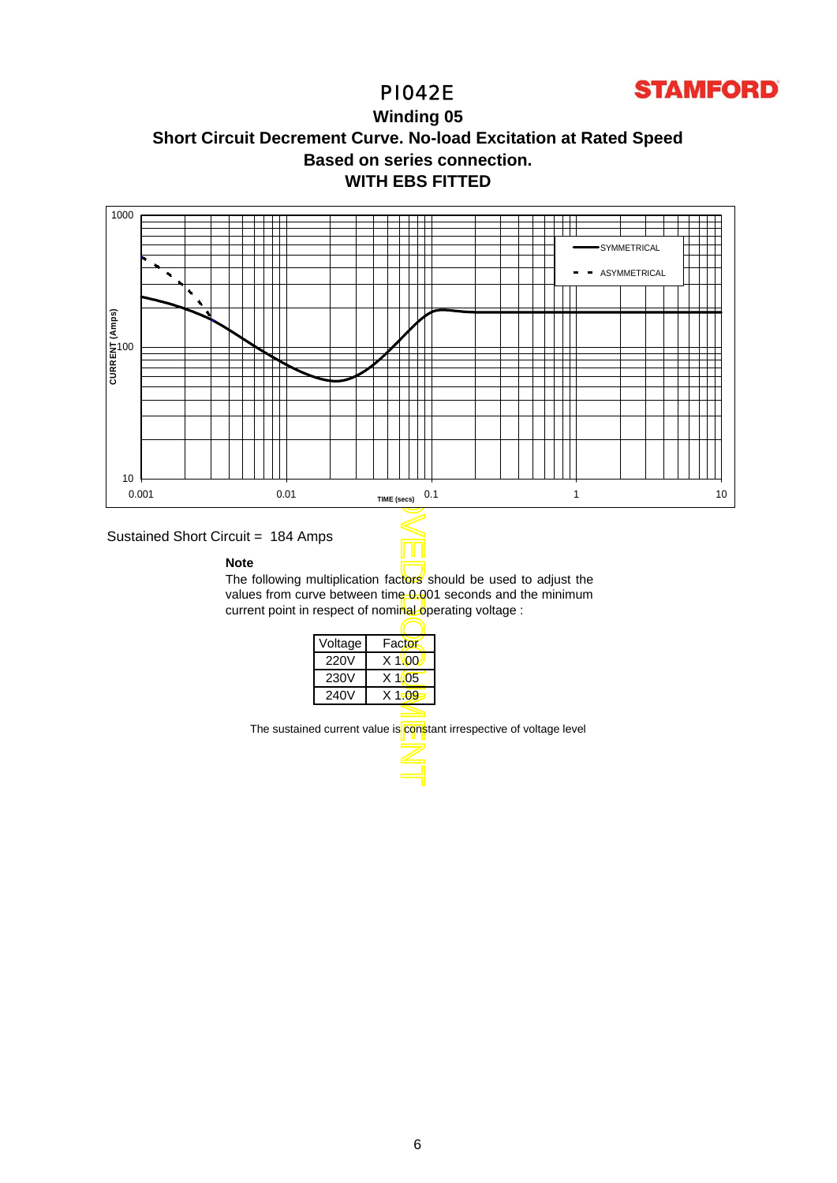# PI042E

## Winding 05

### Short Circuit Decrement Curve. No-load Excitation at Rated Speed
### Based on series connection.
### WITH EBS FITTED

Sustained Short Circuit = 184 Amps

**Note**

The following multiplication factors should be used to adjust the values from curve between time 0.001 seconds and the minimum current point in respect of nominal operating voltage :

| Voltage | Factor |
|---|---|
| 220V | X 1.00 |
| 230V | X 1.05 |
| 240V | X 1.09 |

The sustained current value is constant irrespective of voltage level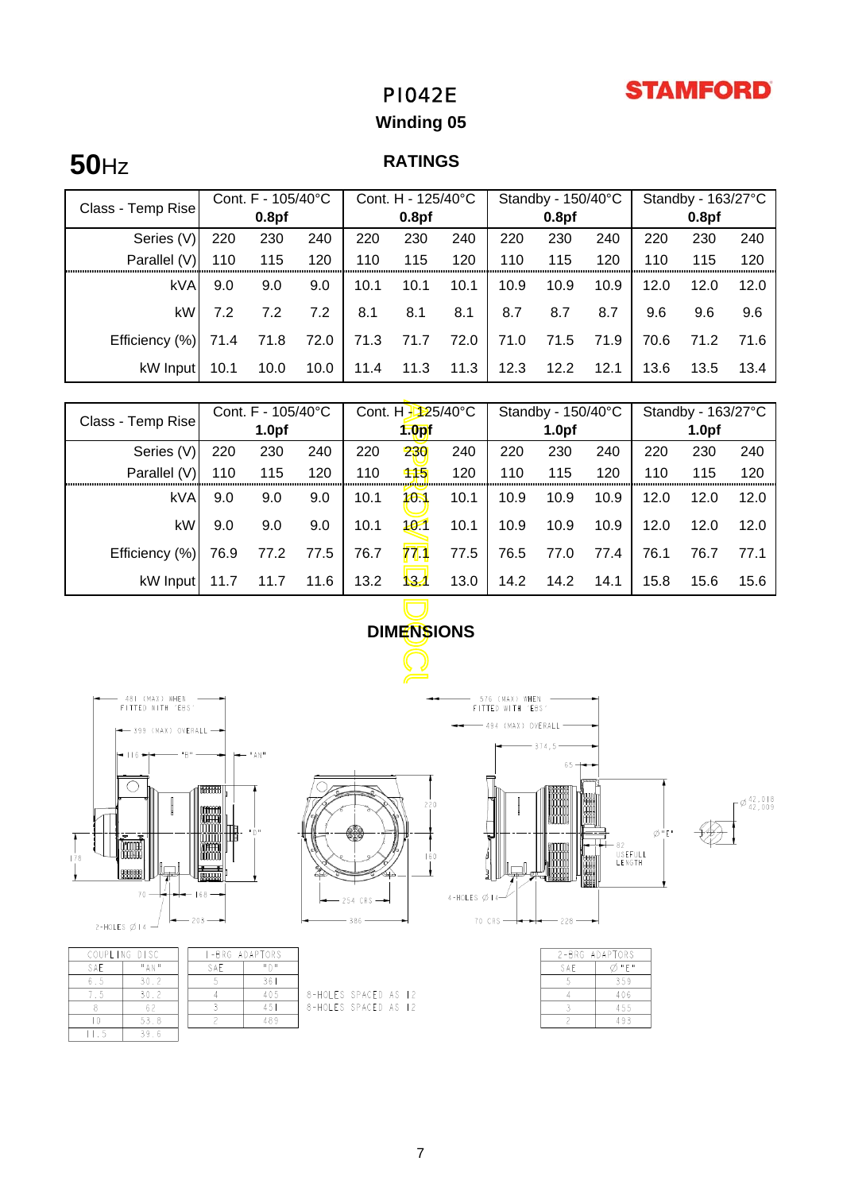# PI042E

**STAMFORD**

## Winding 05

**50**Hz

## RATINGS

| Class - Temp Rise | Cont. F - 105/40°C 0.8pf | | | Cont. H - 125/40°C 0.8pf | | | Standby - 150/40°C 0.8pf | | | Standby - 163/27°C 0.8pf | | |
|---|---|---|---|---|---|---|---|---|---|---|---|---|
| Series (V) | 220 | 230 | 240 | 220 | 230 | 240 | 220 | 230 | 240 | 220 | 230 | 240 |
| Parallel (V) | 110 | 115 | 120 | 110 | 115 | 120 | 110 | 115 | 120 | 110 | 115 | 120 |
| kVA | 9.0 | 9.0 | 9.0 | 10.1 | 10.1 | 10.1 | 10.9 | 10.9 | 10.9 | 12.0 | 12.0 | 12.0 |
| kW | 7.2 | 7.2 | 7.2 | 8.1 | 8.1 | 8.1 | 8.7 | 8.7 | 8.7 | 9.6 | 9.6 | 9.6 |
| Efficiency (%) | 71.4 | 71.8 | 72.0 | 71.3 | 71.7 | 72.0 | 71.0 | 71.5 | 71.9 | 70.6 | 71.2 | 71.6 |
| kW Input | 10.1 | 10.0 | 10.0 | 11.4 | 11.3 | 11.3 | 12.3 | 12.2 | 12.1 | 13.6 | 13.5 | 13.4 |

| Class - Temp Rise | Cont. F - 105/40°C 1.0pf | | | Cont. H - 125/40°C 1.0pf | | | Standby - 150/40°C 1.0pf | | | Standby - 163/27°C 1.0pf | | |
|---|---|---|---|---|---|---|---|---|---|---|---|---|
| Series (V) | 220 | 230 | 240 | 220 | 230 | 240 | 220 | 230 | 240 | 220 | 230 | 240 |
| Parallel (V) | 110 | 115 | 120 | 110 | 115 | 120 | 110 | 115 | 120 | 110 | 115 | 120 |
| kVA | 9.0 | 9.0 | 9.0 | 10.1 | 10.1 | 10.1 | 10.9 | 10.9 | 10.9 | 12.0 | 12.0 | 12.0 |
| kW | 9.0 | 9.0 | 9.0 | 10.1 | 10.1 | 10.1 | 10.9 | 10.9 | 10.9 | 12.0 | 12.0 | 12.0 |
| Efficiency (%) | 76.9 | 77.2 | 77.5 | 76.7 | 77.1 | 77.5 | 76.5 | 77.0 | 77.4 | 76.1 | 76.7 | 77.1 |
| kW Input | 11.7 | 11.7 | 11.6 | 13.2 | 13.1 | 13.0 | 14.2 | 14.2 | 14.1 | 15.8 | 15.6 | 15.6 |

## DIMENSIONS

481 (MAX) WHEN FITTED WITH 'EBS'
399 (MAX) OVERALL
116 "B" "AN"
"D"
178
70 168
2-HOLES Ø14 203

220
160
254 CRS
386

576 (MAX) WHEN FITTED WITH 'EBS'
494 (MAX) OVERALL
314.5
65
82 USEFULL LENGTH
Ø"E"
4-HOLES Ø14
70 CRS 228

Ø 42.018 / Ø 42.009

| COUPLING DISC | |
|---|---|
| SAE | "AN" |
| 6.5 | 30.2 |
| 7.5 | 30.2 |
| 8 | 62 |
| 10 | 53.8 |
| 11.5 | 39.6 |

| 1-BRG ADAPTORS | |
|---|---|
| SAE | "D" |
| 5 | 361 |
| 4 | 405 |
| 3 | 451 |
| 2 | 489 |

8-HOLES SPACED AS 12
8-HOLES SPACED AS 12

| 2-BRG ADAPTORS | |
|---|---|
| SAE | Ø "E" |
| 5 | 359 |
| 4 | 406 |
| 3 | 455 |
| 2 | 493 |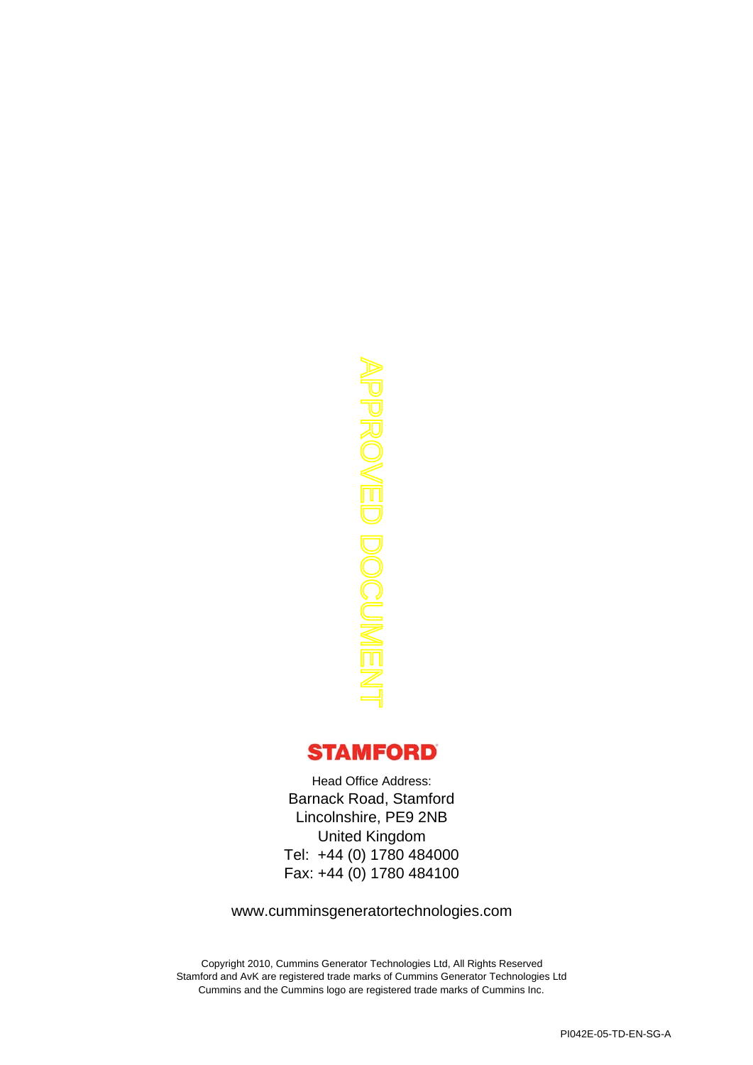APPROVED DOCUMENT

**STAMFORD**

Head Office Address:
Barnack Road, Stamford
Lincolnshire, PE9 2NB
United Kingdom
Tel: +44 (0) 1780 484000
Fax: +44 (0) 1780 484100

www.cumminsgeneratortechnologies.com

Copyright 2010, Cummins Generator Technologies Ltd, All Rights Reserved
Stamford and AvK are registered trade marks of Cummins Generator Technologies Ltd
Cummins and the Cummins logo are registered trade marks of Cummins Inc.

PI042E-05-TD-EN-SG-A